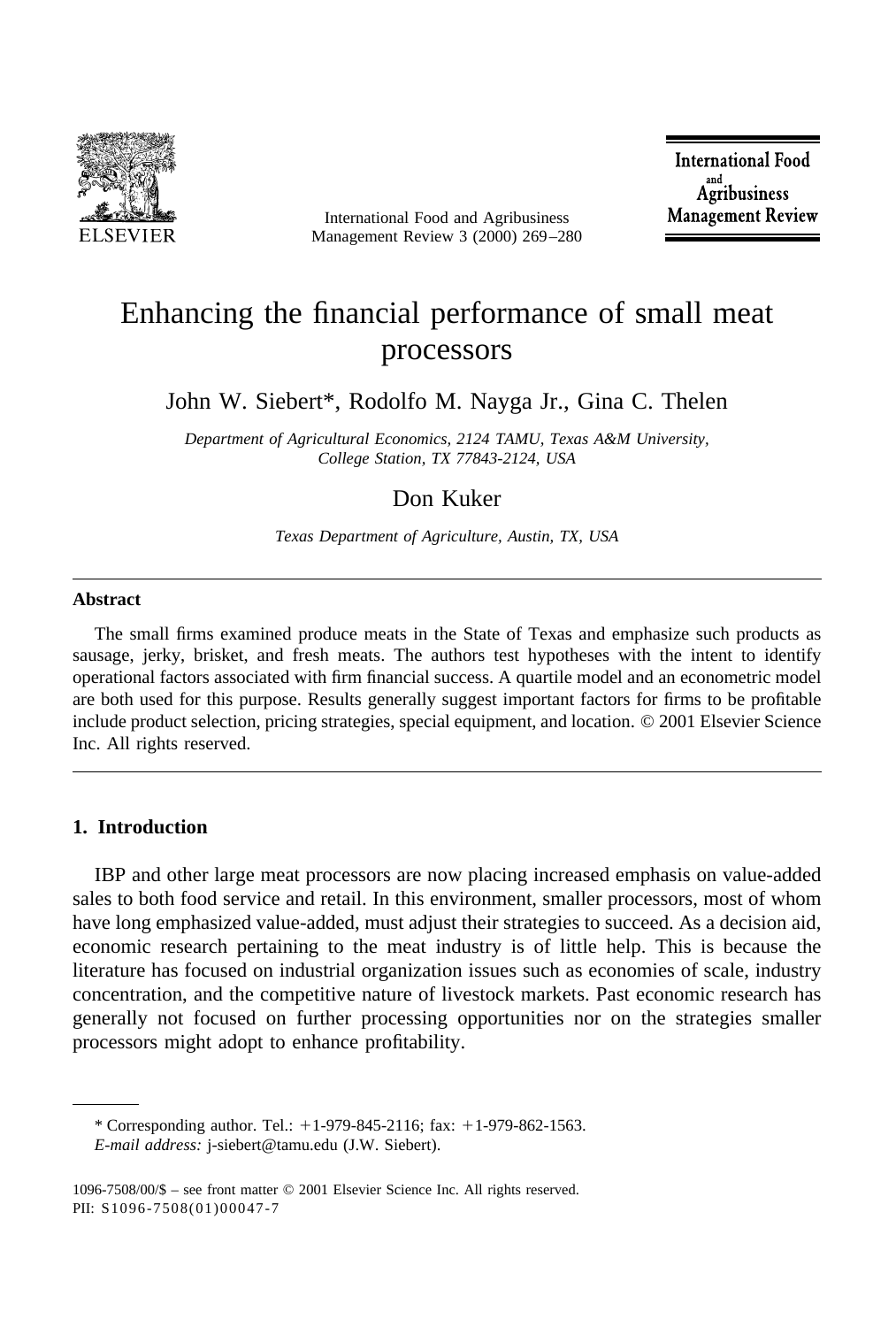# Enhancing the financial performance of small meat processors

John W. Siebert*, Rodolfo M. Nayga Jr., Gina C. Thelen

*Department of Agricultural Economics, 2124 TAMU, Texas A&M University, College Station, TX 77843-2124, USA*

Don Kuker

*Texas Department of Agriculture, Austin, TX, USA*

---

### Abstract

The small firms examined produce meats in the State of Texas and emphasize such products as sausage, jerky, brisket, and fresh meats. The authors test hypotheses with the intent to identify operational factors associated with firm financial success. A quartile model and an econometric model are both used for this purpose. Results generally suggest important factors for firms to be profitable include product selection, pricing strategies, special equipment, and location. © 2001 Elsevier Science Inc. All rights reserved.

---

## 1. Introduction

IBP and other large meat processors are now placing increased emphasis on value-added sales to both food service and retail. In this environment, smaller processors, most of whom have long emphasized value-added, must adjust their strategies to succeed. As a decision aid, economic research pertaining to the meat industry is of little help. This is because the literature has focused on industrial organization issues such as economies of scale, industry concentration, and the competitive nature of livestock markets. Past economic research has generally not focused on further processing opportunities nor on the strategies smaller processors might adopt to enhance profitability.

---

* Corresponding author. Tel.: +1-979-845-2116; fax: +1-979-862-1563.
*E-mail address:* j-siebert@tamu.edu (J.W. Siebert).

1096-7508/00/$ – see front matter © 2001 Elsevier Science Inc. All rights reserved.
PII: S1096-7508(01)00047-7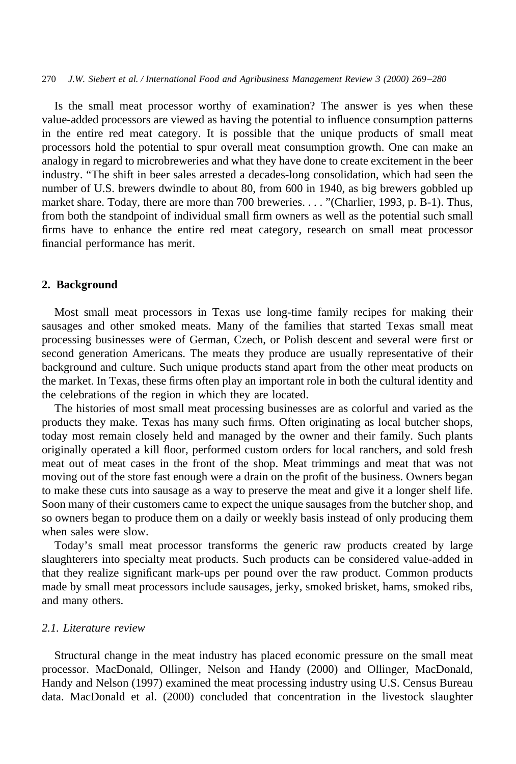Is the small meat processor worthy of examination? The answer is yes when these value-added processors are viewed as having the potential to influence consumption patterns in the entire red meat category. It is possible that the unique products of small meat processors hold the potential to spur overall meat consumption growth. One can make an analogy in regard to microbreweries and what they have done to create excitement in the beer industry. "The shift in beer sales arrested a decades-long consolidation, which had seen the number of U.S. brewers dwindle to about 80, from 600 in 1940, as big brewers gobbled up market share. Today, there are more than 700 breweries. . . . "(Charlier, 1993, p. B-1). Thus, from both the standpoint of individual small firm owners as well as the potential such small firms have to enhance the entire red meat category, research on small meat processor financial performance has merit.

## 2. Background

Most small meat processors in Texas use long-time family recipes for making their sausages and other smoked meats. Many of the families that started Texas small meat processing businesses were of German, Czech, or Polish descent and several were first or second generation Americans. The meats they produce are usually representative of their background and culture. Such unique products stand apart from the other meat products on the market. In Texas, these firms often play an important role in both the cultural identity and the celebrations of the region in which they are located.

The histories of most small meat processing businesses are as colorful and varied as the products they make. Texas has many such firms. Often originating as local butcher shops, today most remain closely held and managed by the owner and their family. Such plants originally operated a kill floor, performed custom orders for local ranchers, and sold fresh meat out of meat cases in the front of the shop. Meat trimmings and meat that was not moving out of the store fast enough were a drain on the profit of the business. Owners began to make these cuts into sausage as a way to preserve the meat and give it a longer shelf life. Soon many of their customers came to expect the unique sausages from the butcher shop, and so owners began to produce them on a daily or weekly basis instead of only producing them when sales were slow.

Today's small meat processor transforms the generic raw products created by large slaughterers into specialty meat products. Such products can be considered value-added in that they realize significant mark-ups per pound over the raw product. Common products made by small meat processors include sausages, jerky, smoked brisket, hams, smoked ribs, and many others.

### *2.1. Literature review*

Structural change in the meat industry has placed economic pressure on the small meat processor. MacDonald, Ollinger, Nelson and Handy (2000) and Ollinger, MacDonald, Handy and Nelson (1997) examined the meat processing industry using U.S. Census Bureau data. MacDonald et al. (2000) concluded that concentration in the livestock slaughter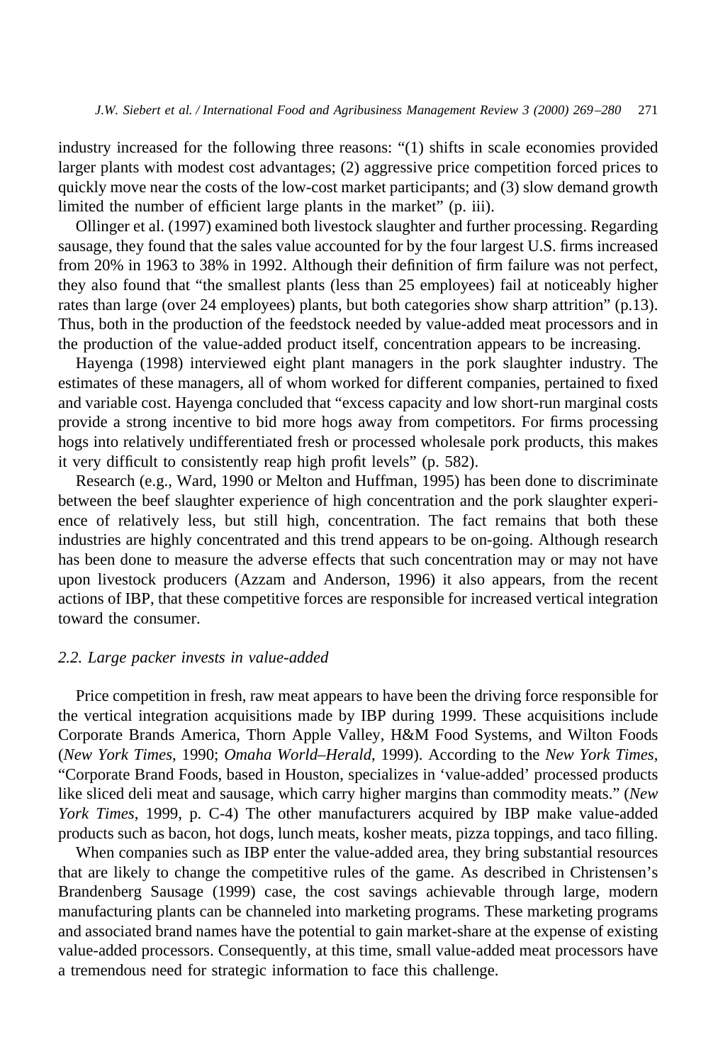industry increased for the following three reasons: "(1) shifts in scale economies provided larger plants with modest cost advantages; (2) aggressive price competition forced prices to quickly move near the costs of the low-cost market participants; and (3) slow demand growth limited the number of efficient large plants in the market" (p. iii).

Ollinger et al. (1997) examined both livestock slaughter and further processing. Regarding sausage, they found that the sales value accounted for by the four largest U.S. firms increased from 20% in 1963 to 38% in 1992. Although their definition of firm failure was not perfect, they also found that "the smallest plants (less than 25 employees) fail at noticeably higher rates than large (over 24 employees) plants, but both categories show sharp attrition" (p.13). Thus, both in the production of the feedstock needed by value-added meat processors and in the production of the value-added product itself, concentration appears to be increasing.

Hayenga (1998) interviewed eight plant managers in the pork slaughter industry. The estimates of these managers, all of whom worked for different companies, pertained to fixed and variable cost. Hayenga concluded that "excess capacity and low short-run marginal costs provide a strong incentive to bid more hogs away from competitors. For firms processing hogs into relatively undifferentiated fresh or processed wholesale pork products, this makes it very difficult to consistently reap high profit levels" (p. 582).

Research (e.g., Ward, 1990 or Melton and Huffman, 1995) has been done to discriminate between the beef slaughter experience of high concentration and the pork slaughter experience of relatively less, but still high, concentration. The fact remains that both these industries are highly concentrated and this trend appears to be on-going. Although research has been done to measure the adverse effects that such concentration may or may not have upon livestock producers (Azzam and Anderson, 1996) it also appears, from the recent actions of IBP, that these competitive forces are responsible for increased vertical integration toward the consumer.

### *2.2. Large packer invests in value-added*

Price competition in fresh, raw meat appears to have been the driving force responsible for the vertical integration acquisitions made by IBP during 1999. These acquisitions include Corporate Brands America, Thorn Apple Valley, H&M Food Systems, and Wilton Foods (*New York Times*, 1990; *Omaha World–Herald*, 1999). According to the *New York Times*, "Corporate Brand Foods, based in Houston, specializes in 'value-added' processed products like sliced deli meat and sausage, which carry higher margins than commodity meats." (*New York Times*, 1999, p. C-4) The other manufacturers acquired by IBP make value-added products such as bacon, hot dogs, lunch meats, kosher meats, pizza toppings, and taco filling.

When companies such as IBP enter the value-added area, they bring substantial resources that are likely to change the competitive rules of the game. As described in Christensen's Brandenberg Sausage (1999) case, the cost savings achievable through large, modern manufacturing plants can be channeled into marketing programs. These marketing programs and associated brand names have the potential to gain market-share at the expense of existing value-added processors. Consequently, at this time, small value-added meat processors have a tremendous need for strategic information to face this challenge.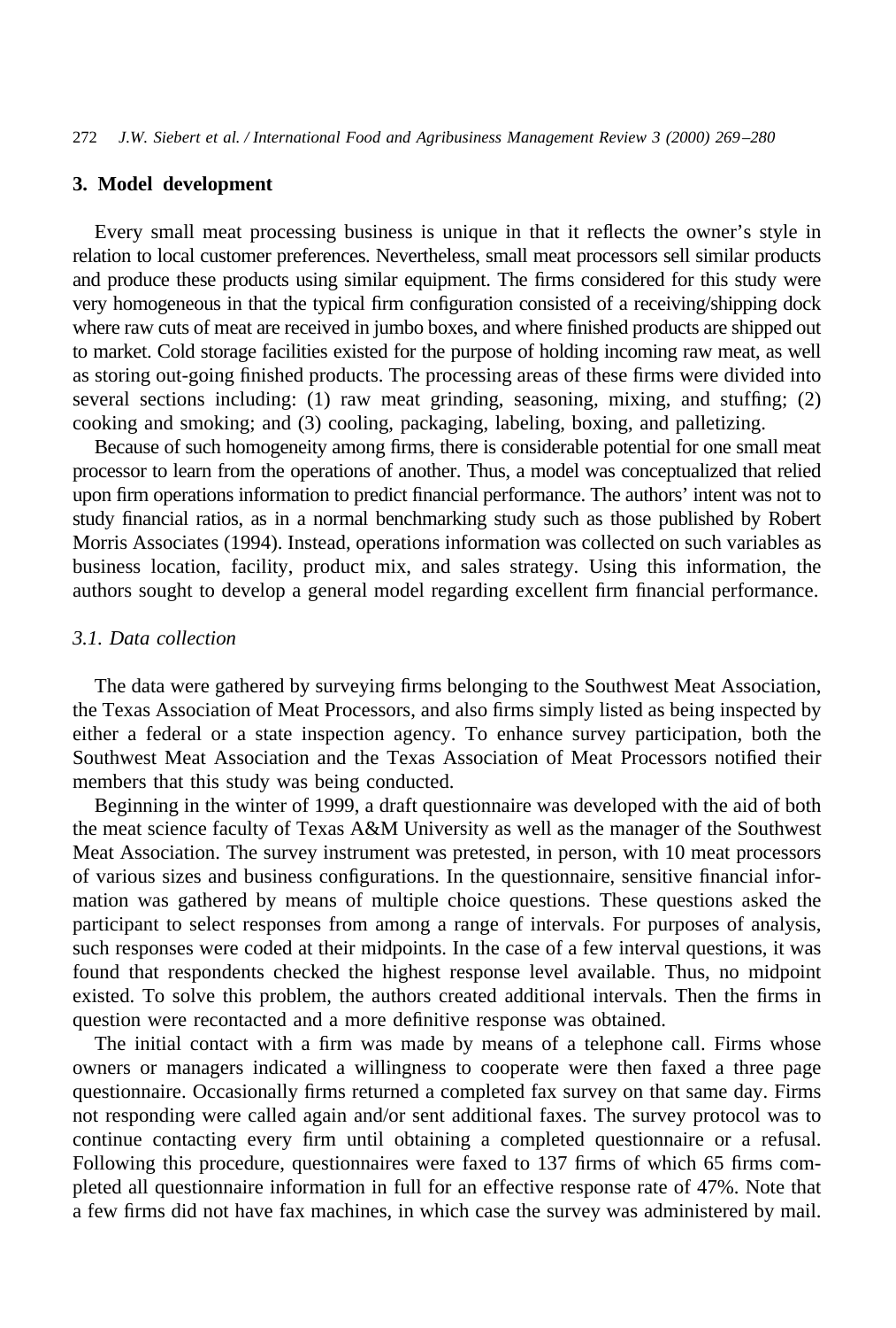## 3. Model development

Every small meat processing business is unique in that it reflects the owner's style in relation to local customer preferences. Nevertheless, small meat processors sell similar products and produce these products using similar equipment. The firms considered for this study were very homogeneous in that the typical firm configuration consisted of a receiving/shipping dock where raw cuts of meat are received in jumbo boxes, and where finished products are shipped out to market. Cold storage facilities existed for the purpose of holding incoming raw meat, as well as storing out-going finished products. The processing areas of these firms were divided into several sections including: (1) raw meat grinding, seasoning, mixing, and stuffing; (2) cooking and smoking; and (3) cooling, packaging, labeling, boxing, and palletizing.

Because of such homogeneity among firms, there is considerable potential for one small meat processor to learn from the operations of another. Thus, a model was conceptualized that relied upon firm operations information to predict financial performance. The authors' intent was not to study financial ratios, as in a normal benchmarking study such as those published by Robert Morris Associates (1994). Instead, operations information was collected on such variables as business location, facility, product mix, and sales strategy. Using this information, the authors sought to develop a general model regarding excellent firm financial performance.

### *3.1. Data collection*

The data were gathered by surveying firms belonging to the Southwest Meat Association, the Texas Association of Meat Processors, and also firms simply listed as being inspected by either a federal or a state inspection agency. To enhance survey participation, both the Southwest Meat Association and the Texas Association of Meat Processors notified their members that this study was being conducted.

Beginning in the winter of 1999, a draft questionnaire was developed with the aid of both the meat science faculty of Texas A&M University as well as the manager of the Southwest Meat Association. The survey instrument was pretested, in person, with 10 meat processors of various sizes and business configurations. In the questionnaire, sensitive financial information was gathered by means of multiple choice questions. These questions asked the participant to select responses from among a range of intervals. For purposes of analysis, such responses were coded at their midpoints. In the case of a few interval questions, it was found that respondents checked the highest response level available. Thus, no midpoint existed. To solve this problem, the authors created additional intervals. Then the firms in question were recontacted and a more definitive response was obtained.

The initial contact with a firm was made by means of a telephone call. Firms whose owners or managers indicated a willingness to cooperate were then faxed a three page questionnaire. Occasionally firms returned a completed fax survey on that same day. Firms not responding were called again and/or sent additional faxes. The survey protocol was to continue contacting every firm until obtaining a completed questionnaire or a refusal. Following this procedure, questionnaires were faxed to 137 firms of which 65 firms completed all questionnaire information in full for an effective response rate of 47%. Note that a few firms did not have fax machines, in which case the survey was administered by mail.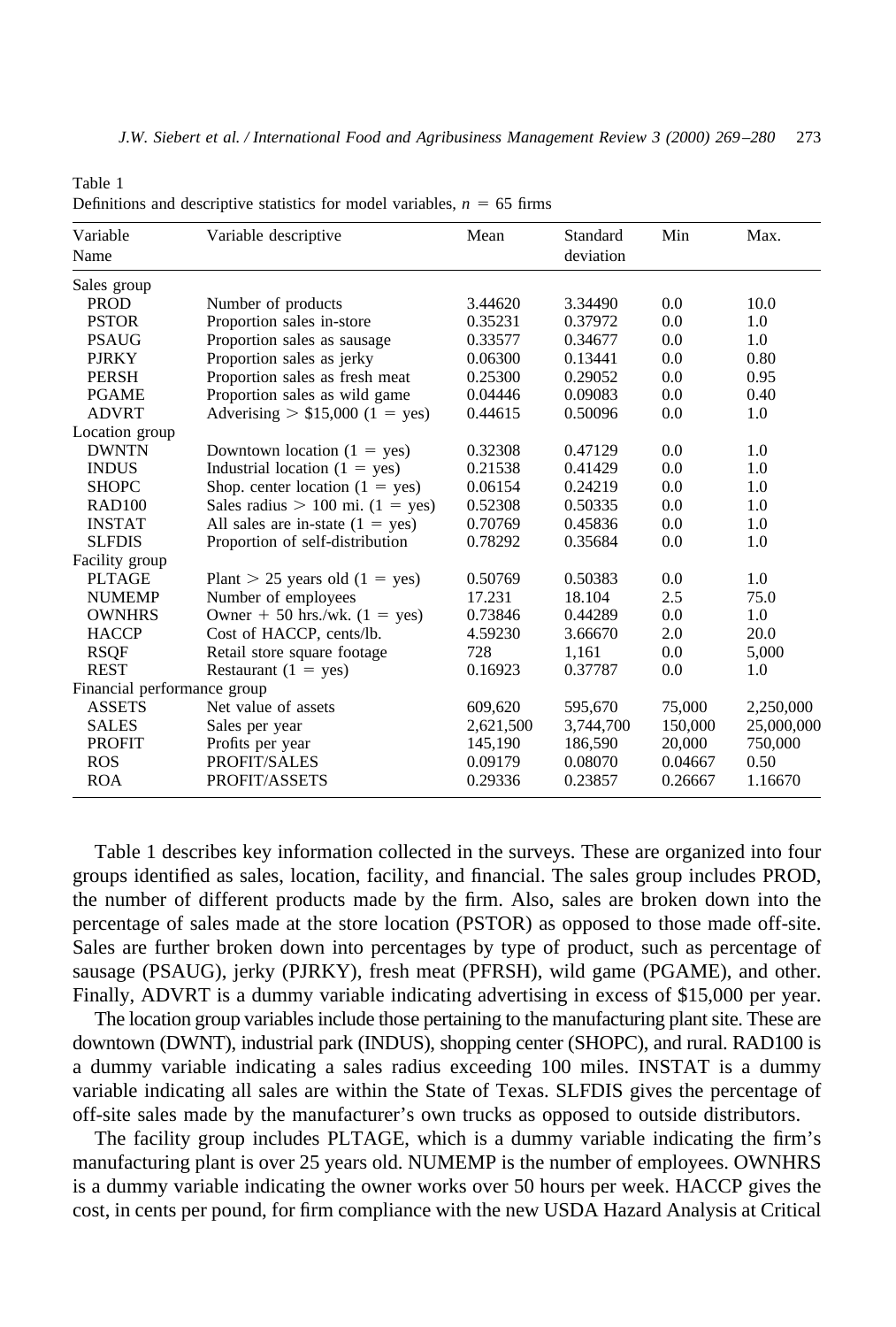Table 1

Definitions and descriptive statistics for model variables, $n = 65$ firms

| Variable Name | Variable descriptive | Mean | Standard deviation | Min | Max. |
|---|---|---|---|---|---|
| Sales group | | | | | |
| PROD | Number of products | 3.44620 | 3.34490 | 0.0 | 10.0 |
| PSTOR | Proportion sales in-store | 0.35231 | 0.37972 | 0.0 | 1.0 |
| PSAUG | Proportion sales as sausage | 0.33577 | 0.34677 | 0.0 | 1.0 |
| PJRKY | Proportion sales as jerky | 0.06300 | 0.13441 | 0.0 | 0.80 |
| PERSH | Proportion sales as fresh meat | 0.25300 | 0.29052 | 0.0 | 0.95 |
| PGAME | Proportion sales as wild game | 0.04446 | 0.09083 | 0.0 | 0.40 |
| ADVRT | Adverising > \$15,000 (1 = yes) | 0.44615 | 0.50096 | 0.0 | 1.0 |
| Location group | | | | | |
| DWNTN | Downtown location (1 = yes) | 0.32308 | 0.47129 | 0.0 | 1.0 |
| INDUS | Industrial location (1 = yes) | 0.21538 | 0.41429 | 0.0 | 1.0 |
| SHOPC | Shop. center location (1 = yes) | 0.06154 | 0.24219 | 0.0 | 1.0 |
| RAD100 | Sales radius > 100 mi. (1 = yes) | 0.52308 | 0.50335 | 0.0 | 1.0 |
| INSTAT | All sales are in-state (1 = yes) | 0.70769 | 0.45836 | 0.0 | 1.0 |
| SLFDIS | Proportion of self-distribution | 0.78292 | 0.35684 | 0.0 | 1.0 |
| Facility group | | | | | |
| PLTAGE | Plant > 25 years old (1 = yes) | 0.50769 | 0.50383 | 0.0 | 1.0 |
| NUMEMP | Number of employees | 17.231 | 18.104 | 2.5 | 75.0 |
| OWNHRS | Owner + 50 hrs./wk. (1 = yes) | 0.73846 | 0.44289 | 0.0 | 1.0 |
| HACCP | Cost of HACCP, cents/lb. | 4.59230 | 3.66670 | 2.0 | 20.0 |
| RSQF | Retail store square footage | 728 | 1,161 | 0.0 | 5,000 |
| REST | Restaurant (1 = yes) | 0.16923 | 0.37787 | 0.0 | 1.0 |
| Financial performance group | | | | | |
| ASSETS | Net value of assets | 609,620 | 595,670 | 75,000 | 2,250,000 |
| SALES | Sales per year | 2,621,500 | 3,744,700 | 150,000 | 25,000,000 |
| PROFIT | Profits per year | 145,190 | 186,590 | 20,000 | 750,000 |
| ROS | PROFIT/SALES | 0.09179 | 0.08070 | 0.04667 | 0.50 |
| ROA | PROFIT/ASSETS | 0.29336 | 0.23857 | 0.26667 | 1.16670 |

Table 1 describes key information collected in the surveys. These are organized into four groups identified as sales, location, facility, and financial. The sales group includes PROD, the number of different products made by the firm. Also, sales are broken down into the percentage of sales made at the store location (PSTOR) as opposed to those made off-site. Sales are further broken down into percentages by type of product, such as percentage of sausage (PSAUG), jerky (PJRKY), fresh meat (PFRSH), wild game (PGAME), and other. Finally, ADVRT is a dummy variable indicating advertising in excess of \$15,000 per year.

The location group variables include those pertaining to the manufacturing plant site. These are downtown (DWNT), industrial park (INDUS), shopping center (SHOPC), and rural. RAD100 is a dummy variable indicating a sales radius exceeding 100 miles. INSTAT is a dummy variable indicating all sales are within the State of Texas. SLFDIS gives the percentage of off-site sales made by the manufacturer's own trucks as opposed to outside distributors.

The facility group includes PLTAGE, which is a dummy variable indicating the firm's manufacturing plant is over 25 years old. NUMEMP is the number of employees. OWNHRS is a dummy variable indicating the owner works over 50 hours per week. HACCP gives the cost, in cents per pound, for firm compliance with the new USDA Hazard Analysis at Critical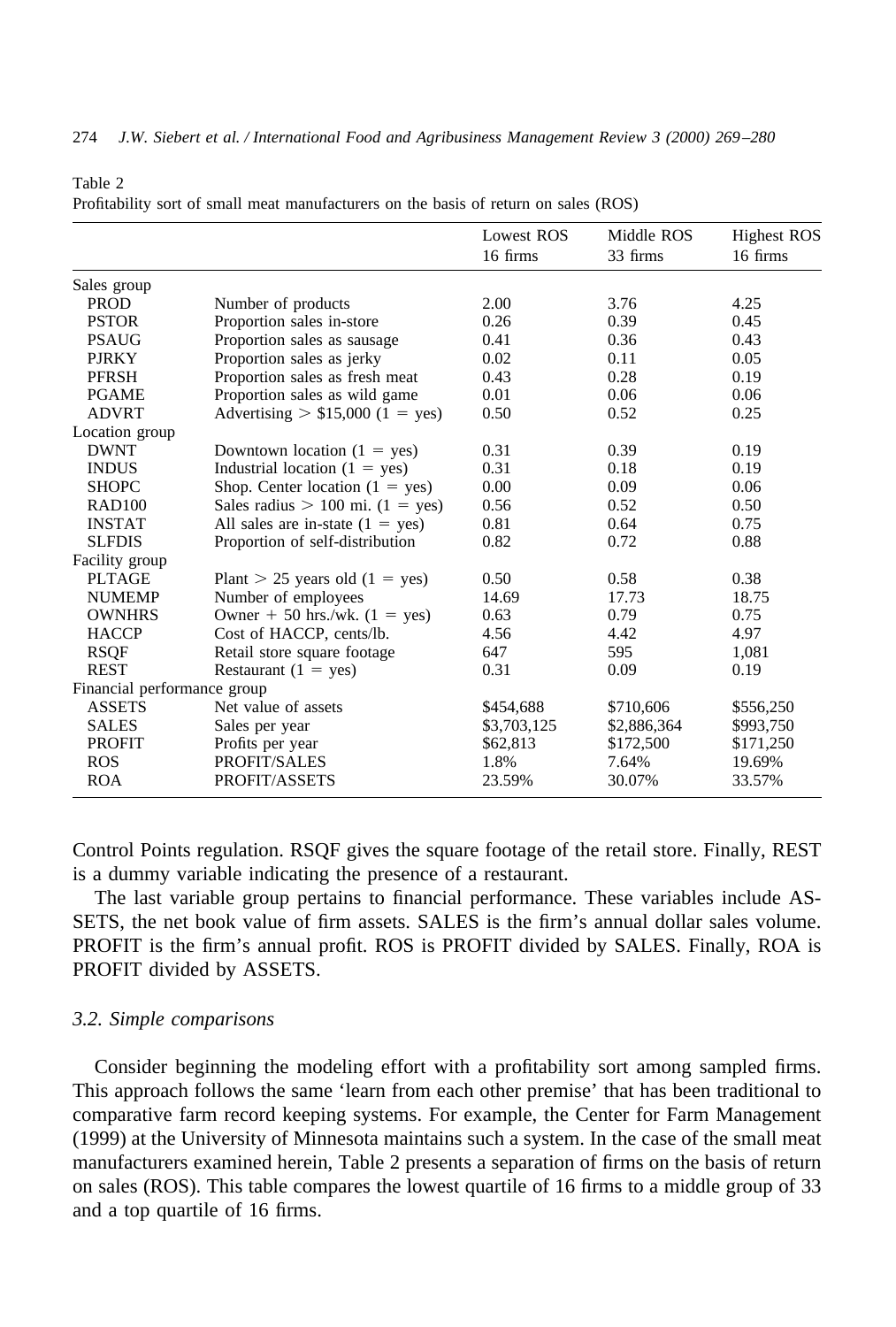Table 2

Profitability sort of small meat manufacturers on the basis of return on sales (ROS)

| | | Lowest ROS 16 firms | Middle ROS 33 firms | Highest ROS 16 firms |
|---|---|---|---|---|
| Sales group | | | | |
| PROD | Number of products | 2.00 | 3.76 | 4.25 |
| PSTOR | Proportion sales in-store | 0.26 | 0.39 | 0.45 |
| PSAUG | Proportion sales as sausage | 0.41 | 0.36 | 0.43 |
| PJRKY | Proportion sales as jerky | 0.02 | 0.11 | 0.05 |
| PFRSH | Proportion sales as fresh meat | 0.43 | 0.28 | 0.19 |
| PGAME | Proportion sales as wild game | 0.01 | 0.06 | 0.06 |
| ADVRT | Advertising > $15,000 (1 = yes) | 0.50 | 0.52 | 0.25 |
| Location group | | | | |
| DWNT | Downtown location (1 = yes) | 0.31 | 0.39 | 0.19 |
| INDUS | Industrial location (1 = yes) | 0.31 | 0.18 | 0.19 |
| SHOPC | Shop. Center location (1 = yes) | 0.00 | 0.09 | 0.06 |
| RAD100 | Sales radius > 100 mi. (1 = yes) | 0.56 | 0.52 | 0.50 |
| INSTAT | All sales are in-state (1 = yes) | 0.81 | 0.64 | 0.75 |
| SLFDIS | Proportion of self-distribution | 0.82 | 0.72 | 0.88 |
| Facility group | | | | |
| PLTAGE | Plant > 25 years old (1 = yes) | 0.50 | 0.58 | 0.38 |
| NUMEMP | Number of employees | 14.69 | 17.73 | 18.75 |
| OWNHRS | Owner + 50 hrs./wk. (1 = yes) | 0.63 | 0.79 | 0.75 |
| HACCP | Cost of HACCP, cents/lb. | 4.56 | 4.42 | 4.97 |
| RSQF | Retail store square footage | 647 | 595 | 1,081 |
| REST | Restaurant (1 = yes) | 0.31 | 0.09 | 0.19 |
| Financial performance group | | | | |
| ASSETS | Net value of assets | $454,688 | $710,606 | $556,250 |
| SALES | Sales per year | $3,703,125 | $2,886,364 | $993,750 |
| PROFIT | Profits per year | $62,813 | $172,500 | $171,250 |
| ROS | PROFIT/SALES | 1.8% | 7.64% | 19.69% |
| ROA | PROFIT/ASSETS | 23.59% | 30.07% | 33.57% |

Control Points regulation. RSQF gives the square footage of the retail store. Finally, REST is a dummy variable indicating the presence of a restaurant.

The last variable group pertains to financial performance. These variables include ASSETS, the net book value of firm assets. SALES is the firm's annual dollar sales volume. PROFIT is the firm's annual profit. ROS is PROFIT divided by SALES. Finally, ROA is PROFIT divided by ASSETS.

### *3.2. Simple comparisons*

Consider beginning the modeling effort with a profitability sort among sampled firms. This approach follows the same 'learn from each other premise' that has been traditional to comparative farm record keeping systems. For example, the Center for Farm Management (1999) at the University of Minnesota maintains such a system. In the case of the small meat manufacturers examined herein, Table 2 presents a separation of firms on the basis of return on sales (ROS). This table compares the lowest quartile of 16 firms to a middle group of 33 and a top quartile of 16 firms.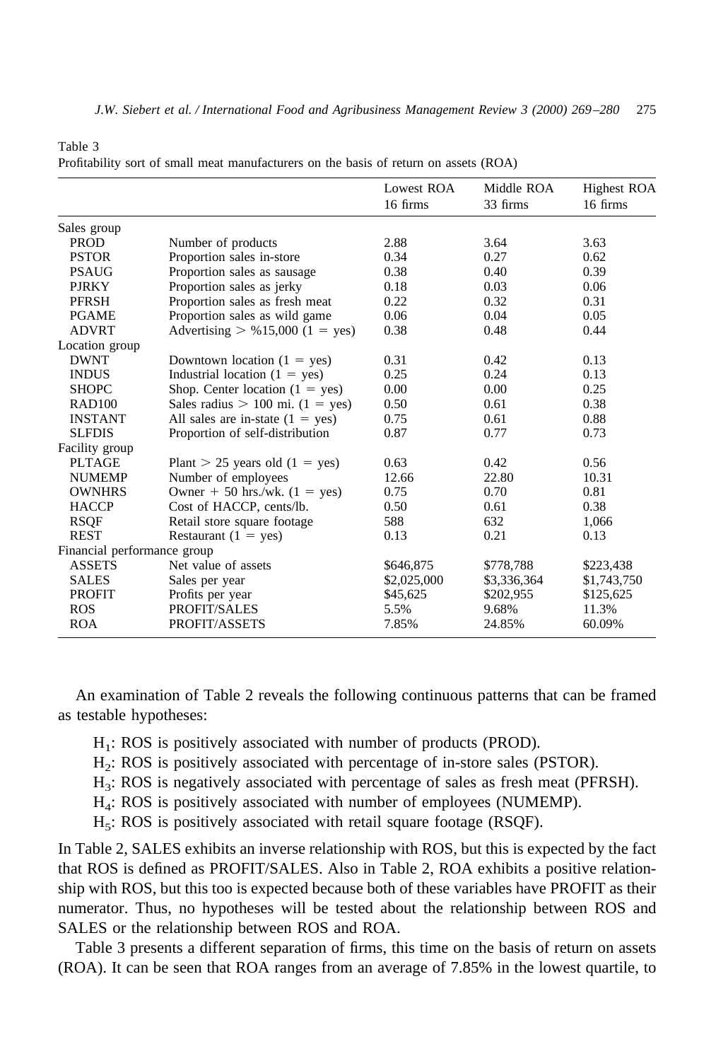Table 3
Profitability sort of small meat manufacturers on the basis of return on assets (ROA)

| | | Lowest ROA 16 firms | Middle ROA 33 firms | Highest ROA 16 firms |
|---|---|---|---|---|
| Sales group | | | | |
| PROD | Number of products | 2.88 | 3.64 | 3.63 |
| PSTOR | Proportion sales in-store | 0.34 | 0.27 | 0.62 |
| PSAUG | Proportion sales as sausage | 0.38 | 0.40 | 0.39 |
| PJRKY | Proportion sales as jerky | 0.18 | 0.03 | 0.06 |
| PFRSH | Proportion sales as fresh meat | 0.22 | 0.32 | 0.31 |
| PGAME | Proportion sales as wild game | 0.06 | 0.04 | 0.05 |
| ADVRT | Advertising > %15,000 (1 = yes) | 0.38 | 0.48 | 0.44 |
| Location group | | | | |
| DWNT | Downtown location (1 = yes) | 0.31 | 0.42 | 0.13 |
| INDUS | Industrial location (1 = yes) | 0.25 | 0.24 | 0.13 |
| SHOPC | Shop. Center location (1 = yes) | 0.00 | 0.00 | 0.25 |
| RAD100 | Sales radius > 100 mi. (1 = yes) | 0.50 | 0.61 | 0.38 |
| INSTANT | All sales are in-state (1 = yes) | 0.75 | 0.61 | 0.88 |
| SLFDIS | Proportion of self-distribution | 0.87 | 0.77 | 0.73 |
| Facility group | | | | |
| PLTAGE | Plant > 25 years old (1 = yes) | 0.63 | 0.42 | 0.56 |
| NUMEMP | Number of employees | 12.66 | 22.80 | 10.31 |
| OWNHRS | Owner + 50 hrs./wk. (1 = yes) | 0.75 | 0.70 | 0.81 |
| HACCP | Cost of HACCP, cents/lb. | 0.50 | 0.61 | 0.38 |
| RSQF | Retail store square footage | 588 | 632 | 1,066 |
| REST | Restaurant (1 = yes) | 0.13 | 0.21 | 0.13 |
| Financial performance group | | | | |
| ASSETS | Net value of assets | $646,875 | $778,788 | $223,438 |
| SALES | Sales per year | $2,025,000 | $3,336,364 | $1,743,750 |
| PROFIT | Profits per year | $45,625 | $202,955 | $125,625 |
| ROS | PROFIT/SALES | 5.5% | 9.68% | 11.3% |
| ROA | PROFIT/ASSETS | 7.85% | 24.85% | 60.09% |

An examination of Table 2 reveals the following continuous patterns that can be framed as testable hypotheses:

- $H_1$: ROS is positively associated with number of products (PROD).
- $H_2$: ROS is positively associated with percentage of in-store sales (PSTOR).
- $H_3$: ROS is negatively associated with percentage of sales as fresh meat (PFRSH).
- $H_4$: ROS is positively associated with number of employees (NUMEMP).
- $H_5$: ROS is positively associated with retail square footage (RSQF).

In Table 2, SALES exhibits an inverse relationship with ROS, but this is expected by the fact that ROS is defined as PROFIT/SALES. Also in Table 2, ROA exhibits a positive relationship with ROS, but this too is expected because both of these variables have PROFIT as their numerator. Thus, no hypotheses will be tested about the relationship between ROS and SALES or the relationship between ROS and ROA.

Table 3 presents a different separation of firms, this time on the basis of return on assets (ROA). It can be seen that ROA ranges from an average of 7.85% in the lowest quartile, to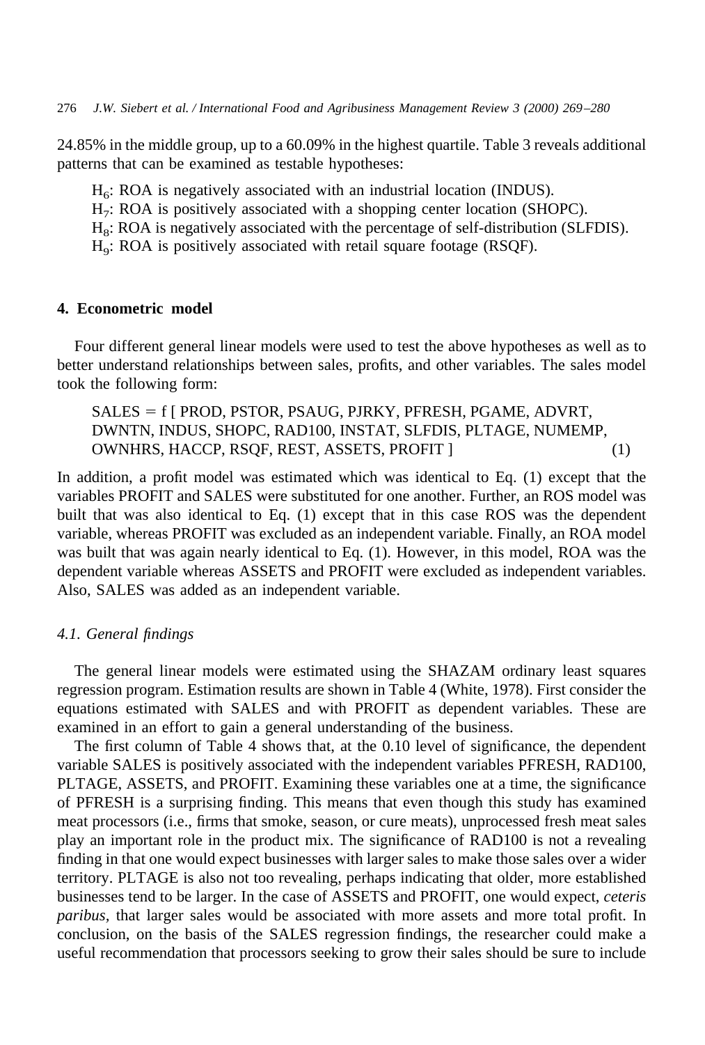24.85% in the middle group, up to a 60.09% in the highest quartile. Table 3 reveals additional patterns that can be examined as testable hypotheses:

$H_6$: ROA is negatively associated with an industrial location (INDUS).
$H_7$: ROA is positively associated with a shopping center location (SHOPC).
$H_8$: ROA is negatively associated with the percentage of self-distribution (SLFDIS).
$H_9$: ROA is positively associated with retail square footage (RSQF).

## 4. Econometric model

Four different general linear models were used to test the above hypotheses as well as to better understand relationships between sales, profits, and other variables. The sales model took the following form:

SALES = f [ PROD, PSTOR, PSAUG, PJRKY, PFRESH, PGAME, ADVRT, DWNTN, INDUS, SHOPC, RAD100, INSTAT, SLFDIS, PLTAGE, NUMEMP, OWNHRS, HACCP, RSQF, REST, ASSETS, PROFIT ] (1)

In addition, a profit model was estimated which was identical to Eq. (1) except that the variables PROFIT and SALES were substituted for one another. Further, an ROS model was built that was also identical to Eq. (1) except that in this case ROS was the dependent variable, whereas PROFIT was excluded as an independent variable. Finally, an ROA model was built that was again nearly identical to Eq. (1). However, in this model, ROA was the dependent variable whereas ASSETS and PROFIT were excluded as independent variables. Also, SALES was added as an independent variable.

### 4.1. General findings

The general linear models were estimated using the SHAZAM ordinary least squares regression program. Estimation results are shown in Table 4 (White, 1978). First consider the equations estimated with SALES and with PROFIT as dependent variables. These are examined in an effort to gain a general understanding of the business.

The first column of Table 4 shows that, at the 0.10 level of significance, the dependent variable SALES is positively associated with the independent variables PFRESH, RAD100, PLTAGE, ASSETS, and PROFIT. Examining these variables one at a time, the significance of PFRESH is a surprising finding. This means that even though this study has examined meat processors (i.e., firms that smoke, season, or cure meats), unprocessed fresh meat sales play an important role in the product mix. The significance of RAD100 is not a revealing finding in that one would expect businesses with larger sales to make those sales over a wider territory. PLTAGE is also not too revealing, perhaps indicating that older, more established businesses tend to be larger. In the case of ASSETS and PROFIT, one would expect, *ceteris paribus*, that larger sales would be associated with more assets and more total profit. In conclusion, on the basis of the SALES regression findings, the researcher could make a useful recommendation that processors seeking to grow their sales should be sure to include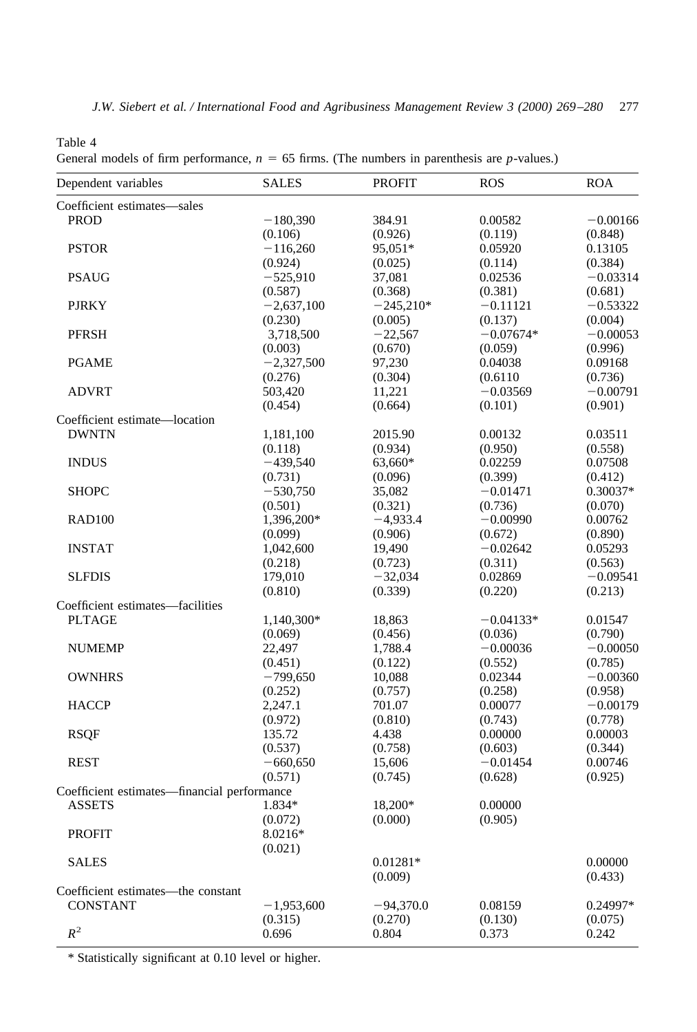Table 4

General models of firm performance, $n = 65$ firms. (The numbers in parenthesis are $p$-values.)

| Dependent variables | SALES | PROFIT | ROS | ROA |
|---|---|---|---|---|
| Coefficient estimates—sales | | | | |
| PROD | −180,390 | 384.91 | 0.00582 | −0.00166 |
| | (0.106) | (0.926) | (0.119) | (0.848) |
| PSTOR | −116,260 | 95,051* | 0.05920 | 0.13105 |
| | (0.924) | (0.025) | (0.114) | (0.384) |
| PSAUG | −525,910 | 37,081 | 0.02536 | −0.03314 |
| | (0.587) | (0.368) | (0.381) | (0.681) |
| PJRKY | −2,637,100 | −245,210* | −0.11121 | −0.53322 |
| | (0.230) | (0.005) | (0.137) | (0.004) |
| PFRSH | 3,718,500 | −22,567 | −0.07674* | −0.00053 |
| | (0.003) | (0.670) | (0.059) | (0.996) |
| PGAME | −2,327,500 | 97,230 | 0.04038 | 0.09168 |
| | (0.276) | (0.304) | (0.6110 | (0.736) |
| ADVRT | 503,420 | 11,221 | −0.03569 | −0.00791 |
| | (0.454) | (0.664) | (0.101) | (0.901) |
| Coefficient estimate—location | | | | |
| DWNTN | 1,181,100 | 2015.90 | 0.00132 | 0.03511 |
| | (0.118) | (0.934) | (0.950) | (0.558) |
| INDUS | −439,540 | 63,660* | 0.02259 | 0.07508 |
| | (0.731) | (0.096) | (0.399) | (0.412) |
| SHOPC | −530,750 | 35,082 | −0.01471 | 0.30037* |
| | (0.501) | (0.321) | (0.736) | (0.070) |
| RAD100 | 1,396,200* | −4,933.4 | −0.00990 | 0.00762 |
| | (0.099) | (0.906) | (0.672) | (0.890) |
| INSTAT | 1,042,600 | 19,490 | −0.02642 | 0.05293 |
| | (0.218) | (0.723) | (0.311) | (0.563) |
| SLFDIS | 179,010 | −32,034 | 0.02869 | −0.09541 |
| | (0.810) | (0.339) | (0.220) | (0.213) |
| Coefficient estimates—facilities | | | | |
| PLTAGE | 1,140,300* | 18,863 | −0.04133* | 0.01547 |
| | (0.069) | (0.456) | (0.036) | (0.790) |
| NUMEMP | 22,497 | 1,788.4 | −0.00036 | −0.00050 |
| | (0.451) | (0.122) | (0.552) | (0.785) |
| OWNHRS | −799,650 | 10,088 | 0.02344 | −0.00360 |
| | (0.252) | (0.757) | (0.258) | (0.958) |
| HACCP | 2,247.1 | 701.07 | 0.00077 | −0.00179 |
| | (0.972) | (0.810) | (0.743) | (0.778) |
| RSQF | 135.72 | 4.438 | 0.00000 | 0.00003 |
| | (0.537) | (0.758) | (0.603) | (0.344) |
| REST | −660,650 | 15,606 | −0.01454 | 0.00746 |
| | (0.571) | (0.745) | (0.628) | (0.925) |
| Coefficient estimates—financial performance | | | | |
| ASSETS | 1.834* | 18,200* | 0.00000 | |
| | (0.072) | (0.000) | (0.905) | |
| PROFIT | 8.0216* | | | |
| | (0.021) | | | |
| SALES | | 0.01281* | | 0.00000 |
| | | (0.009) | | (0.433) |
| Coefficient estimates—the constant | | | | |
| CONSTANT | −1,953,600 | −94,370.0 | 0.08159 | 0.24997* |
| | (0.315) | (0.270) | (0.130) | (0.075) |
| $R^2$ | 0.696 | 0.804 | 0.373 | 0.242 |

\* Statistically significant at 0.10 level or higher.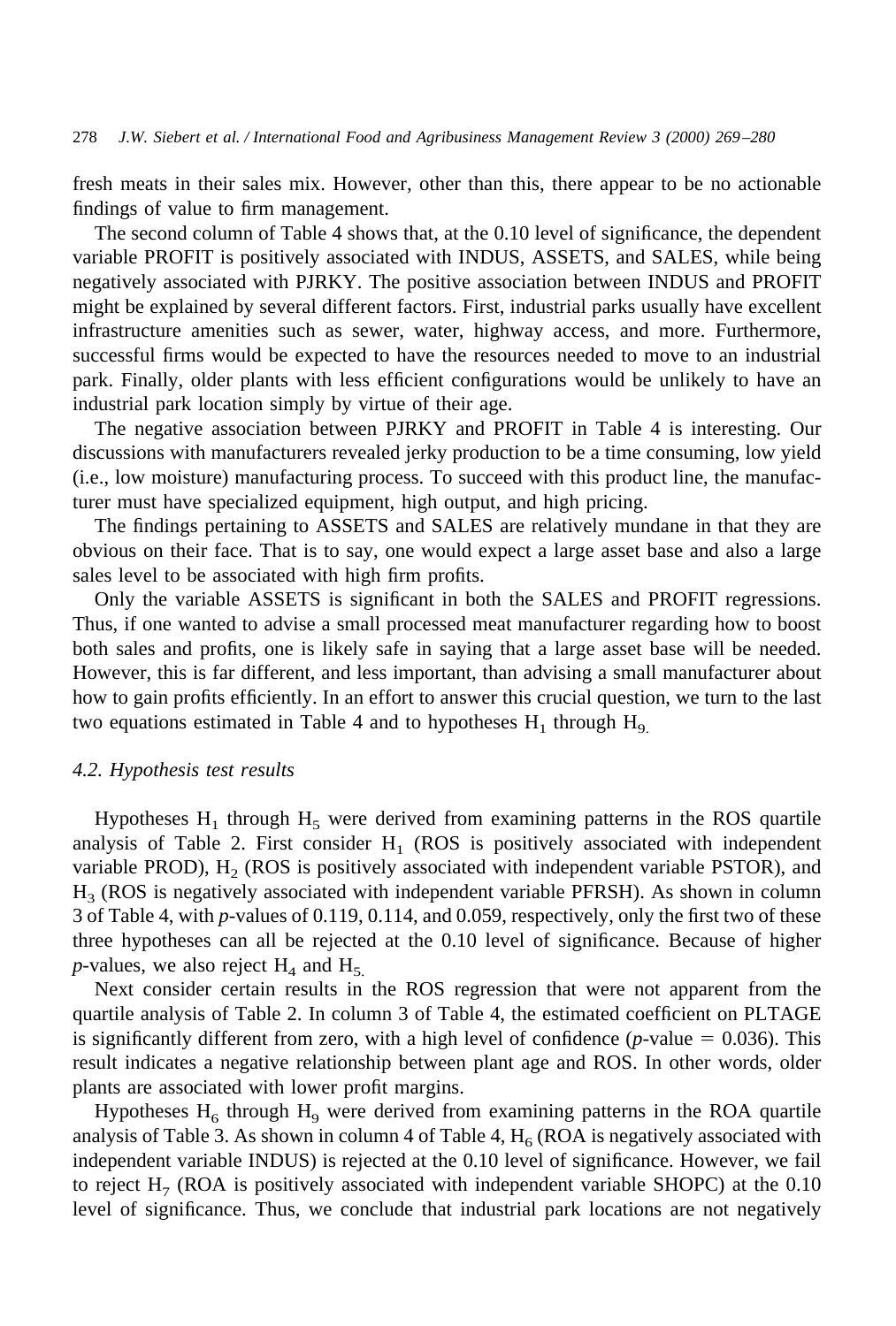fresh meats in their sales mix. However, other than this, there appear to be no actionable findings of value to firm management.

The second column of Table 4 shows that, at the 0.10 level of significance, the dependent variable PROFIT is positively associated with INDUS, ASSETS, and SALES, while being negatively associated with PJRKY. The positive association between INDUS and PROFIT might be explained by several different factors. First, industrial parks usually have excellent infrastructure amenities such as sewer, water, highway access, and more. Furthermore, successful firms would be expected to have the resources needed to move to an industrial park. Finally, older plants with less efficient configurations would be unlikely to have an industrial park location simply by virtue of their age.

The negative association between PJRKY and PROFIT in Table 4 is interesting. Our discussions with manufacturers revealed jerky production to be a time consuming, low yield (i.e., low moisture) manufacturing process. To succeed with this product line, the manufacturer must have specialized equipment, high output, and high pricing.

The findings pertaining to ASSETS and SALES are relatively mundane in that they are obvious on their face. That is to say, one would expect a large asset base and also a large sales level to be associated with high firm profits.

Only the variable ASSETS is significant in both the SALES and PROFIT regressions. Thus, if one wanted to advise a small processed meat manufacturer regarding how to boost both sales and profits, one is likely safe in saying that a large asset base will be needed. However, this is far different, and less important, than advising a small manufacturer about how to gain profits efficiently. In an effort to answer this crucial question, we turn to the last two equations estimated in Table 4 and to hypotheses $H_1$ through $H_9$.

### 4.2. Hypothesis test results

Hypotheses $H_1$ through $H_5$ were derived from examining patterns in the ROS quartile analysis of Table 2. First consider $H_1$ (ROS is positively associated with independent variable PROD), $H_2$ (ROS is positively associated with independent variable PSTOR), and $H_3$ (ROS is negatively associated with independent variable PFRSH). As shown in column 3 of Table 4, with *p*-values of 0.119, 0.114, and 0.059, respectively, only the first two of these three hypotheses can all be rejected at the 0.10 level of significance. Because of higher *p*-values, we also reject $H_4$ and $H_5$.

Next consider certain results in the ROS regression that were not apparent from the quartile analysis of Table 2. In column 3 of Table 4, the estimated coefficient on PLTAGE is significantly different from zero, with a high level of confidence ($p$-value $= 0.036$). This result indicates a negative relationship between plant age and ROS. In other words, older plants are associated with lower profit margins.

Hypotheses $H_6$ through $H_9$ were derived from examining patterns in the ROA quartile analysis of Table 3. As shown in column 4 of Table 4, $H_6$ (ROA is negatively associated with independent variable INDUS) is rejected at the 0.10 level of significance. However, we fail to reject $H_7$ (ROA is positively associated with independent variable SHOPC) at the 0.10 level of significance. Thus, we conclude that industrial park locations are not negatively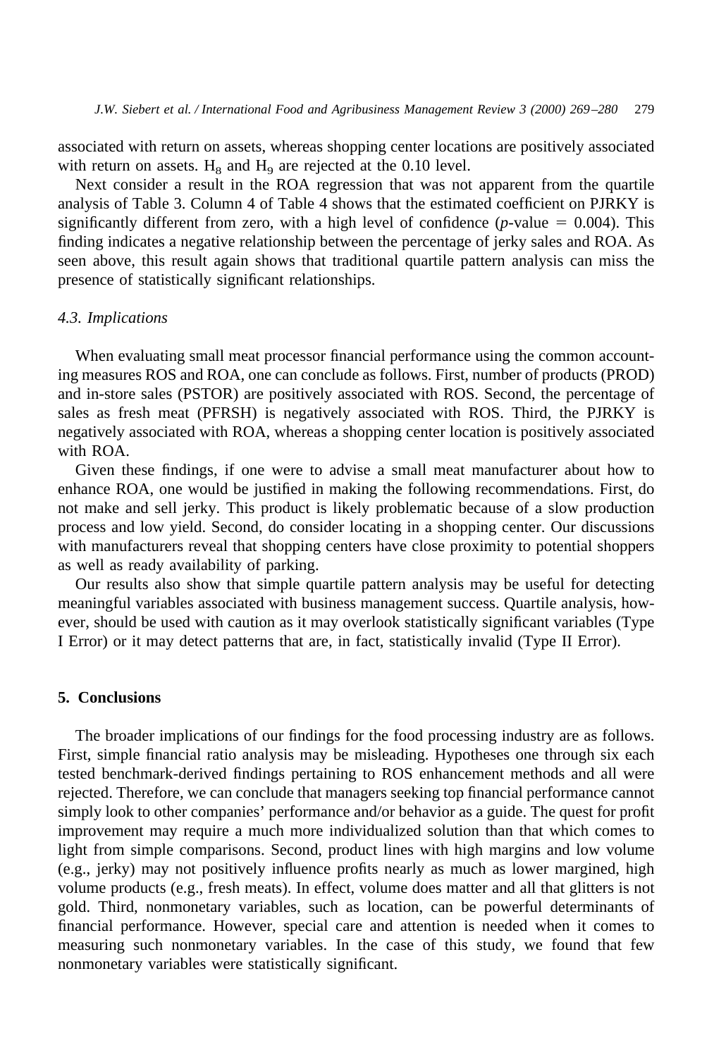associated with return on assets, whereas shopping center locations are positively associated with return on assets. $H_8$ and $H_9$ are rejected at the 0.10 level.

Next consider a result in the ROA regression that was not apparent from the quartile analysis of Table 3. Column 4 of Table 4 shows that the estimated coefficient on PJRKY is significantly different from zero, with a high level of confidence ($p$-value $= 0.004$). This finding indicates a negative relationship between the percentage of jerky sales and ROA. As seen above, this result again shows that traditional quartile pattern analysis can miss the presence of statistically significant relationships.

### *4.3. Implications*

When evaluating small meat processor financial performance using the common accounting measures ROS and ROA, one can conclude as follows. First, number of products (PROD) and in-store sales (PSTOR) are positively associated with ROS. Second, the percentage of sales as fresh meat (PFRSH) is negatively associated with ROS. Third, the PJRKY is negatively associated with ROA, whereas a shopping center location is positively associated with ROA.

Given these findings, if one were to advise a small meat manufacturer about how to enhance ROA, one would be justified in making the following recommendations. First, do not make and sell jerky. This product is likely problematic because of a slow production process and low yield. Second, do consider locating in a shopping center. Our discussions with manufacturers reveal that shopping centers have close proximity to potential shoppers as well as ready availability of parking.

Our results also show that simple quartile pattern analysis may be useful for detecting meaningful variables associated with business management success. Quartile analysis, however, should be used with caution as it may overlook statistically significant variables (Type I Error) or it may detect patterns that are, in fact, statistically invalid (Type II Error).

## 5. Conclusions

The broader implications of our findings for the food processing industry are as follows. First, simple financial ratio analysis may be misleading. Hypotheses one through six each tested benchmark-derived findings pertaining to ROS enhancement methods and all were rejected. Therefore, we can conclude that managers seeking top financial performance cannot simply look to other companies' performance and/or behavior as a guide. The quest for profit improvement may require a much more individualized solution than that which comes to light from simple comparisons. Second, product lines with high margins and low volume (e.g., jerky) may not positively influence profits nearly as much as lower margined, high volume products (e.g., fresh meats). In effect, volume does matter and all that glitters is not gold. Third, nonmonetary variables, such as location, can be powerful determinants of financial performance. However, special care and attention is needed when it comes to measuring such nonmonetary variables. In the case of this study, we found that few nonmonetary variables were statistically significant.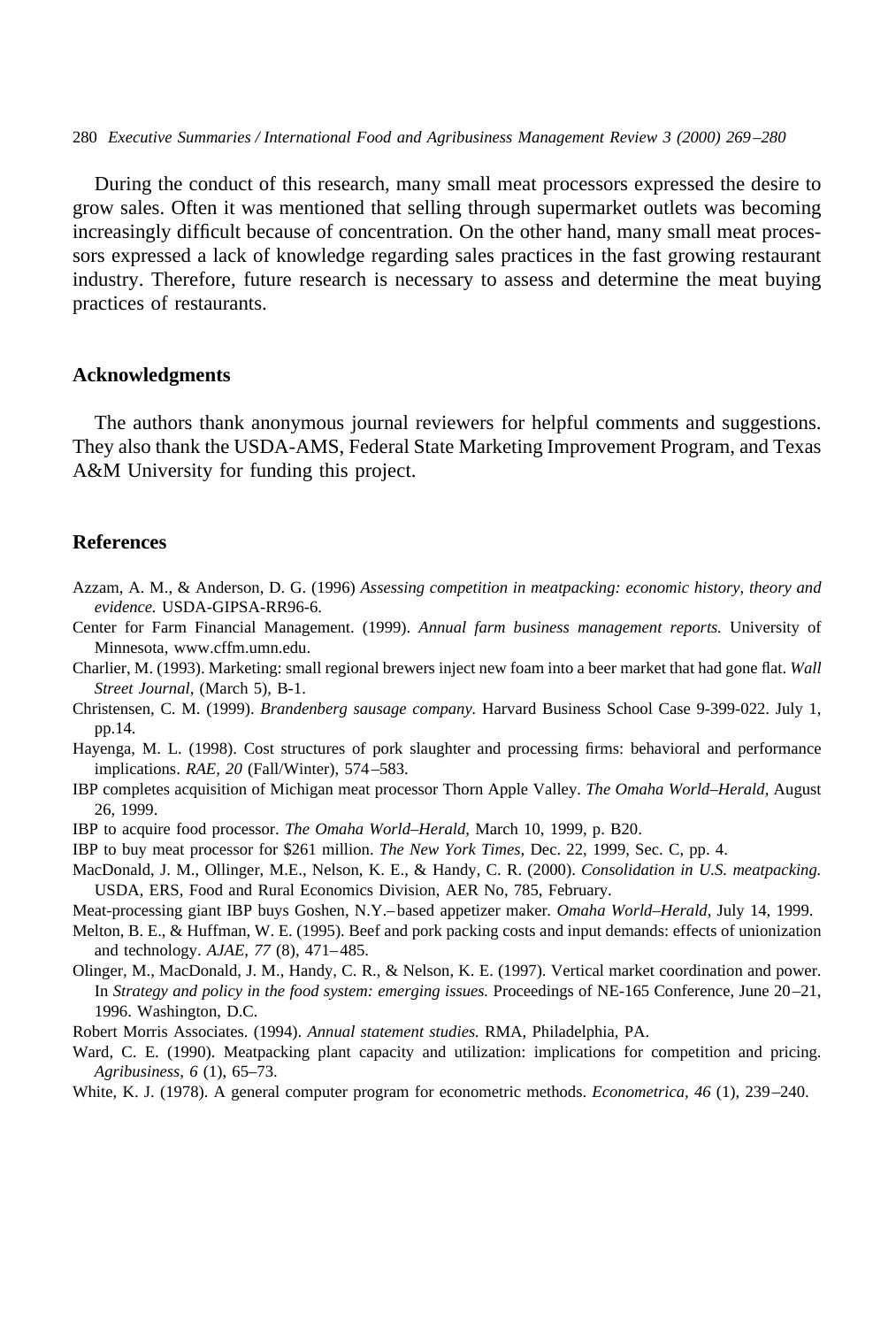During the conduct of this research, many small meat processors expressed the desire to grow sales. Often it was mentioned that selling through supermarket outlets was becoming increasingly difficult because of concentration. On the other hand, many small meat processors expressed a lack of knowledge regarding sales practices in the fast growing restaurant industry. Therefore, future research is necessary to assess and determine the meat buying practices of restaurants.

## Acknowledgments

The authors thank anonymous journal reviewers for helpful comments and suggestions. They also thank the USDA-AMS, Federal State Marketing Improvement Program, and Texas A&M University for funding this project.

## References

Azzam, A. M., & Anderson, D. G. (1996) *Assessing competition in meatpacking: economic history, theory and evidence.* USDA-GIPSA-RR96-6.

Center for Farm Financial Management. (1999). *Annual farm business management reports.* University of Minnesota, www.cffm.umn.edu.

Charlier, M. (1993). Marketing: small regional brewers inject new foam into a beer market that had gone flat. *Wall Street Journal,* (March 5), B-1.

Christensen, C. M. (1999). *Brandenberg sausage company.* Harvard Business School Case 9-399-022. July 1, pp.14.

Hayenga, M. L. (1998). Cost structures of pork slaughter and processing firms: behavioral and performance implications. *RAE, 20* (Fall/Winter), 574–583.

IBP completes acquisition of Michigan meat processor Thorn Apple Valley. *The Omaha World–Herald,* August 26, 1999.

IBP to acquire food processor. *The Omaha World–Herald,* March 10, 1999, p. B20.

IBP to buy meat processor for $261 million. *The New York Times,* Dec. 22, 1999, Sec. C, pp. 4.

MacDonald, J. M., Ollinger, M.E., Nelson, K. E., & Handy, C. R. (2000). *Consolidation in U.S. meatpacking.* USDA, ERS, Food and Rural Economics Division, AER No, 785, February.

Meat-processing giant IBP buys Goshen, N.Y.–based appetizer maker. *Omaha World–Herald,* July 14, 1999.

Melton, B. E., & Huffman, W. E. (1995). Beef and pork packing costs and input demands: effects of unionization and technology. *AJAE, 77* (8), 471–485.

Olinger, M., MacDonald, J. M., Handy, C. R., & Nelson, K. E. (1997). Vertical market coordination and power. In *Strategy and policy in the food system: emerging issues.* Proceedings of NE-165 Conference, June 20–21, 1996. Washington, D.C.

Robert Morris Associates. (1994). *Annual statement studies.* RMA, Philadelphia, PA.

Ward, C. E. (1990). Meatpacking plant capacity and utilization: implications for competition and pricing. *Agribusiness, 6* (1), 65–73.

White, K. J. (1978). A general computer program for econometric methods. *Econometrica, 46* (1), 239–240.